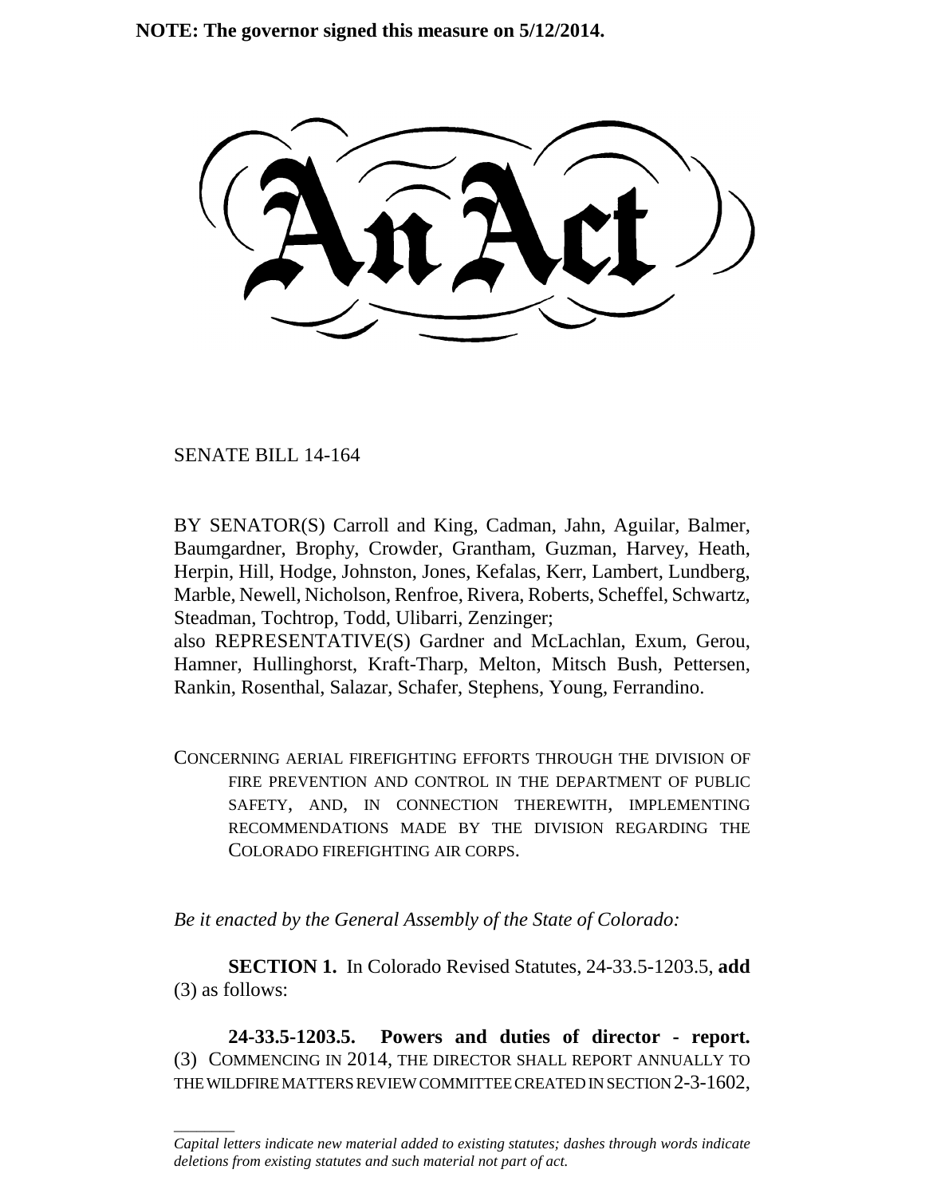**NOTE: The governor signed this measure on 5/12/2014.**

# An Act

SENATE BILL 14-164

BY SENATOR(S) Carroll and King, Cadman, Jahn, Aguilar, Balmer, Baumgardner, Brophy, Crowder, Grantham, Guzman, Harvey, Heath, Herpin, Hill, Hodge, Johnston, Jones, Kefalas, Kerr, Lambert, Lundberg, Marble, Newell, Nicholson, Renfroe, Rivera, Roberts, Scheffel, Schwartz, Steadman, Tochtrop, Todd, Ulibarri, Zenzinger;
also REPRESENTATIVE(S) Gardner and McLachlan, Exum, Gerou, Hamner, Hullinghorst, Kraft-Tharp, Melton, Mitsch Bush, Pettersen, Rankin, Rosenthal, Salazar, Schafer, Stephens, Young, Ferrandino.

CONCERNING AERIAL FIREFIGHTING EFFORTS THROUGH THE DIVISION OF FIRE PREVENTION AND CONTROL IN THE DEPARTMENT OF PUBLIC SAFETY, AND, IN CONNECTION THEREWITH, IMPLEMENTING RECOMMENDATIONS MADE BY THE DIVISION REGARDING THE COLORADO FIREFIGHTING AIR CORPS.

*Be it enacted by the General Assembly of the State of Colorado:*

**SECTION 1.** In Colorado Revised Statutes, 24-33.5-1203.5, **add** (3) as follows:

**24-33.5-1203.5. Powers and duties of director - report.** (3) COMMENCING IN 2014, THE DIRECTOR SHALL REPORT ANNUALLY TO THE WILDFIRE MATTERS REVIEW COMMITTEE CREATED IN SECTION 2-3-1602,

*Capital letters indicate new material added to existing statutes; dashes through words indicate deletions from existing statutes and such material not part of act.*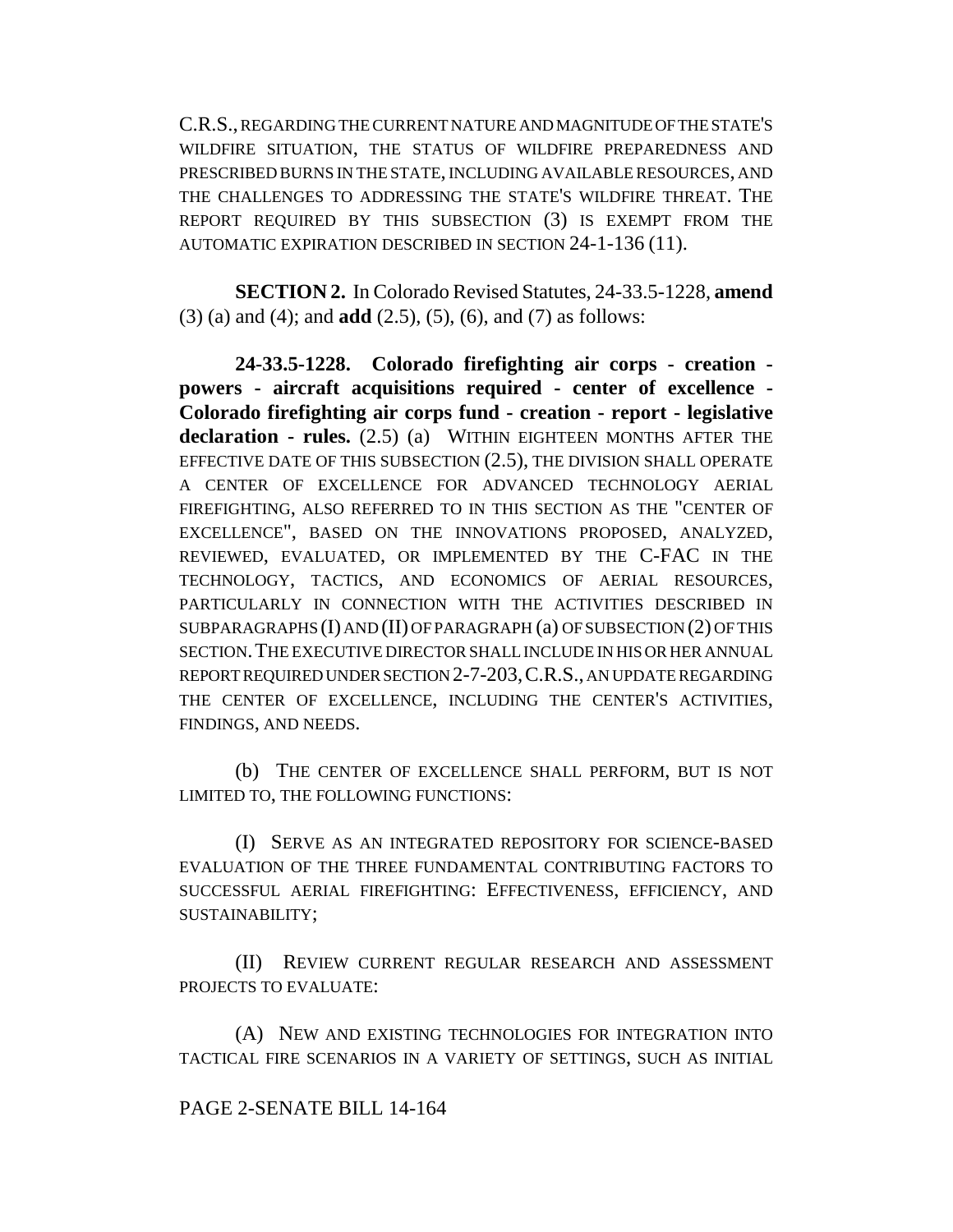C.R.S., REGARDING THE CURRENT NATURE AND MAGNITUDE OF THE STATE'S WILDFIRE SITUATION, THE STATUS OF WILDFIRE PREPAREDNESS AND PRESCRIBED BURNS IN THE STATE, INCLUDING AVAILABLE RESOURCES, AND THE CHALLENGES TO ADDRESSING THE STATE'S WILDFIRE THREAT. THE REPORT REQUIRED BY THIS SUBSECTION (3) IS EXEMPT FROM THE AUTOMATIC EXPIRATION DESCRIBED IN SECTION 24-1-136 (11).

**SECTION 2.** In Colorado Revised Statutes, 24-33.5-1228, **amend** (3) (a) and (4); and **add** (2.5), (5), (6), and (7) as follows:

**24-33.5-1228. Colorado firefighting air corps - creation - powers - aircraft acquisitions required - center of excellence - Colorado firefighting air corps fund - creation - report - legislative declaration - rules.** (2.5) (a) WITHIN EIGHTEEN MONTHS AFTER THE EFFECTIVE DATE OF THIS SUBSECTION (2.5), THE DIVISION SHALL OPERATE A CENTER OF EXCELLENCE FOR ADVANCED TECHNOLOGY AERIAL FIREFIGHTING, ALSO REFERRED TO IN THIS SECTION AS THE "CENTER OF EXCELLENCE", BASED ON THE INNOVATIONS PROPOSED, ANALYZED, REVIEWED, EVALUATED, OR IMPLEMENTED BY THE C-FAC IN THE TECHNOLOGY, TACTICS, AND ECONOMICS OF AERIAL RESOURCES, PARTICULARLY IN CONNECTION WITH THE ACTIVITIES DESCRIBED IN SUBPARAGRAPHS (I) AND (II) OF PARAGRAPH (a) OF SUBSECTION (2) OF THIS SECTION. THE EXECUTIVE DIRECTOR SHALL INCLUDE IN HIS OR HER ANNUAL REPORT REQUIRED UNDER SECTION 2-7-203, C.R.S., AN UPDATE REGARDING THE CENTER OF EXCELLENCE, INCLUDING THE CENTER'S ACTIVITIES, FINDINGS, AND NEEDS.

(b) THE CENTER OF EXCELLENCE SHALL PERFORM, BUT IS NOT LIMITED TO, THE FOLLOWING FUNCTIONS:

(I) SERVE AS AN INTEGRATED REPOSITORY FOR SCIENCE-BASED EVALUATION OF THE THREE FUNDAMENTAL CONTRIBUTING FACTORS TO SUCCESSFUL AERIAL FIREFIGHTING: EFFECTIVENESS, EFFICIENCY, AND SUSTAINABILITY;

(II) REVIEW CURRENT REGULAR RESEARCH AND ASSESSMENT PROJECTS TO EVALUATE:

(A) NEW AND EXISTING TECHNOLOGIES FOR INTEGRATION INTO TACTICAL FIRE SCENARIOS IN A VARIETY OF SETTINGS, SUCH AS INITIAL

PAGE 2-SENATE BILL 14-164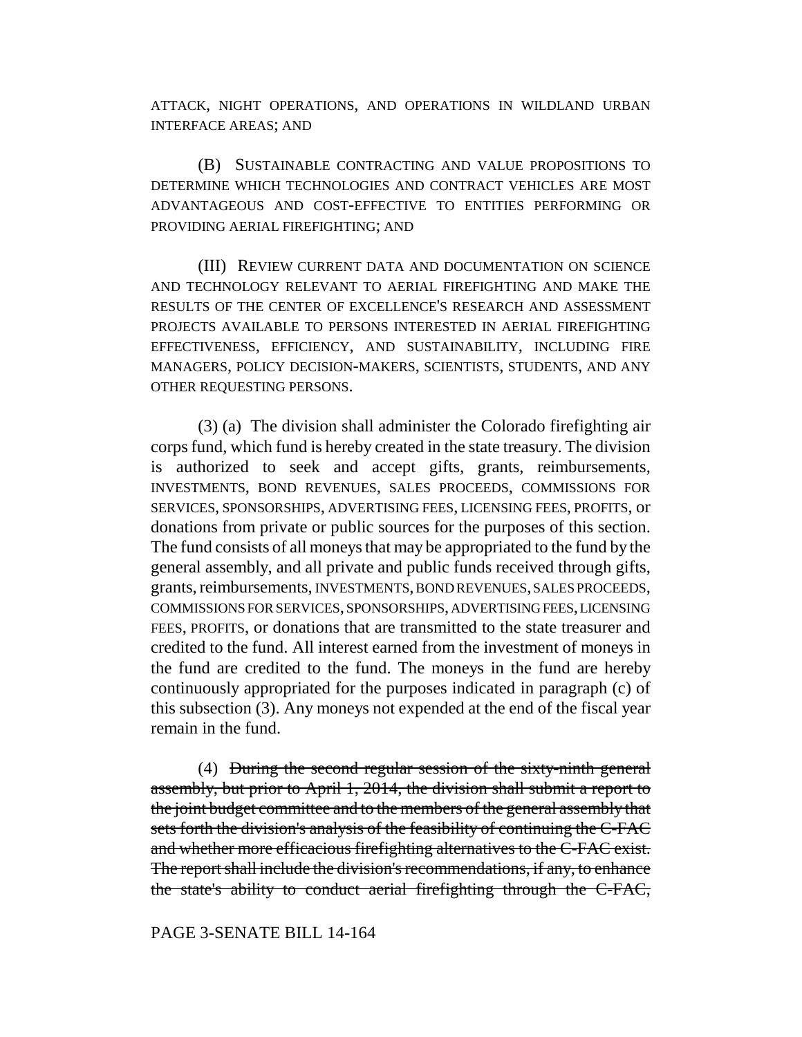ATTACK, NIGHT OPERATIONS, AND OPERATIONS IN WILDLAND URBAN INTERFACE AREAS; AND

(B) SUSTAINABLE CONTRACTING AND VALUE PROPOSITIONS TO DETERMINE WHICH TECHNOLOGIES AND CONTRACT VEHICLES ARE MOST ADVANTAGEOUS AND COST-EFFECTIVE TO ENTITIES PERFORMING OR PROVIDING AERIAL FIREFIGHTING; AND

(III) REVIEW CURRENT DATA AND DOCUMENTATION ON SCIENCE AND TECHNOLOGY RELEVANT TO AERIAL FIREFIGHTING AND MAKE THE RESULTS OF THE CENTER OF EXCELLENCE'S RESEARCH AND ASSESSMENT PROJECTS AVAILABLE TO PERSONS INTERESTED IN AERIAL FIREFIGHTING EFFECTIVENESS, EFFICIENCY, AND SUSTAINABILITY, INCLUDING FIRE MANAGERS, POLICY DECISION-MAKERS, SCIENTISTS, STUDENTS, AND ANY OTHER REQUESTING PERSONS.

(3) (a) The division shall administer the Colorado firefighting air corps fund, which fund is hereby created in the state treasury. The division is authorized to seek and accept gifts, grants, reimbursements, INVESTMENTS, BOND REVENUES, SALES PROCEEDS, COMMISSIONS FOR SERVICES, SPONSORSHIPS, ADVERTISING FEES, LICENSING FEES, PROFITS, or donations from private or public sources for the purposes of this section. The fund consists of all moneys that may be appropriated to the fund by the general assembly, and all private and public funds received through gifts, grants, reimbursements, INVESTMENTS, BOND REVENUES, SALES PROCEEDS, COMMISSIONS FOR SERVICES, SPONSORSHIPS, ADVERTISING FEES, LICENSING FEES, PROFITS, or donations that are transmitted to the state treasurer and credited to the fund. All interest earned from the investment of moneys in the fund are credited to the fund. The moneys in the fund are hereby continuously appropriated for the purposes indicated in paragraph (c) of this subsection (3). Any moneys not expended at the end of the fiscal year remain in the fund.

(4) ~~During the second regular session of the sixty-ninth general assembly, but prior to April 1, 2014, the division shall submit a report to the joint budget committee and to the members of the general assembly that sets forth the division's analysis of the feasibility of continuing the C-FAC and whether more efficacious firefighting alternatives to the C-FAC exist. The report shall include the division's recommendations, if any, to enhance the state's ability to conduct aerial firefighting through the C-FAC,~~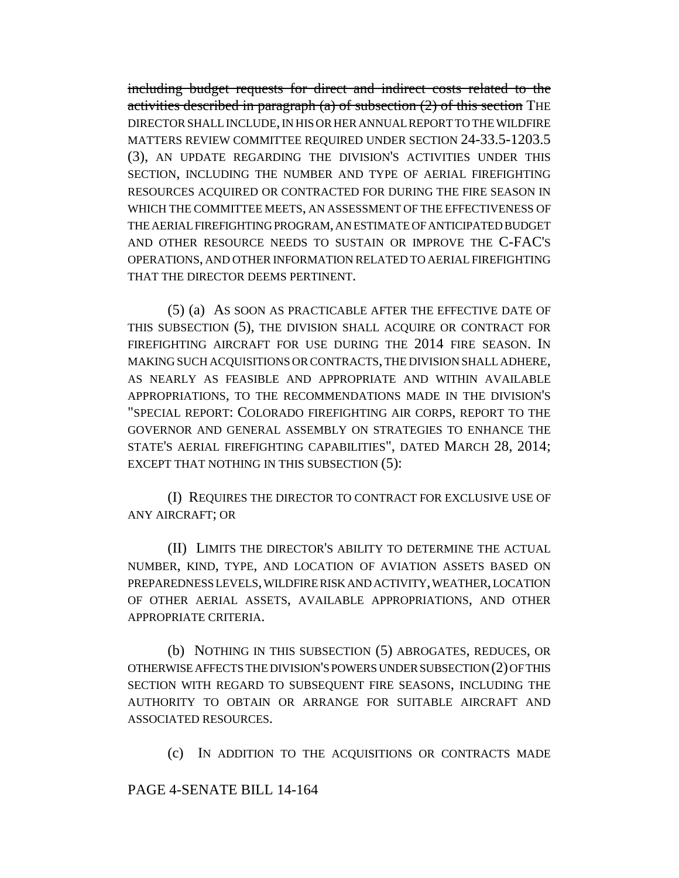~~including budget requests for direct and indirect costs related to the activities described in paragraph (a) of subsection (2) of this section~~ THE DIRECTOR SHALL INCLUDE, IN HIS OR HER ANNUAL REPORT TO THE WILDFIRE MATTERS REVIEW COMMITTEE REQUIRED UNDER SECTION 24-33.5-1203.5 (3), AN UPDATE REGARDING THE DIVISION'S ACTIVITIES UNDER THIS SECTION, INCLUDING THE NUMBER AND TYPE OF AERIAL FIREFIGHTING RESOURCES ACQUIRED OR CONTRACTED FOR DURING THE FIRE SEASON IN WHICH THE COMMITTEE MEETS, AN ASSESSMENT OF THE EFFECTIVENESS OF THE AERIAL FIREFIGHTING PROGRAM, AN ESTIMATE OF ANTICIPATED BUDGET AND OTHER RESOURCE NEEDS TO SUSTAIN OR IMPROVE THE C-FAC'S OPERATIONS, AND OTHER INFORMATION RELATED TO AERIAL FIREFIGHTING THAT THE DIRECTOR DEEMS PERTINENT.

(5) (a) AS SOON AS PRACTICABLE AFTER THE EFFECTIVE DATE OF THIS SUBSECTION (5), THE DIVISION SHALL ACQUIRE OR CONTRACT FOR FIREFIGHTING AIRCRAFT FOR USE DURING THE 2014 FIRE SEASON. IN MAKING SUCH ACQUISITIONS OR CONTRACTS, THE DIVISION SHALL ADHERE, AS NEARLY AS FEASIBLE AND APPROPRIATE AND WITHIN AVAILABLE APPROPRIATIONS, TO THE RECOMMENDATIONS MADE IN THE DIVISION'S "SPECIAL REPORT: COLORADO FIREFIGHTING AIR CORPS, REPORT TO THE GOVERNOR AND GENERAL ASSEMBLY ON STRATEGIES TO ENHANCE THE STATE'S AERIAL FIREFIGHTING CAPABILITIES", DATED MARCH 28, 2014; EXCEPT THAT NOTHING IN THIS SUBSECTION (5):

(I) REQUIRES THE DIRECTOR TO CONTRACT FOR EXCLUSIVE USE OF ANY AIRCRAFT; OR

(II) LIMITS THE DIRECTOR'S ABILITY TO DETERMINE THE ACTUAL NUMBER, KIND, TYPE, AND LOCATION OF AVIATION ASSETS BASED ON PREPAREDNESS LEVELS, WILDFIRE RISK AND ACTIVITY, WEATHER, LOCATION OF OTHER AERIAL ASSETS, AVAILABLE APPROPRIATIONS, AND OTHER APPROPRIATE CRITERIA.

(b) NOTHING IN THIS SUBSECTION (5) ABROGATES, REDUCES, OR OTHERWISE AFFECTS THE DIVISION'S POWERS UNDER SUBSECTION (2) OF THIS SECTION WITH REGARD TO SUBSEQUENT FIRE SEASONS, INCLUDING THE AUTHORITY TO OBTAIN OR ARRANGE FOR SUITABLE AIRCRAFT AND ASSOCIATED RESOURCES.

(c) IN ADDITION TO THE ACQUISITIONS OR CONTRACTS MADE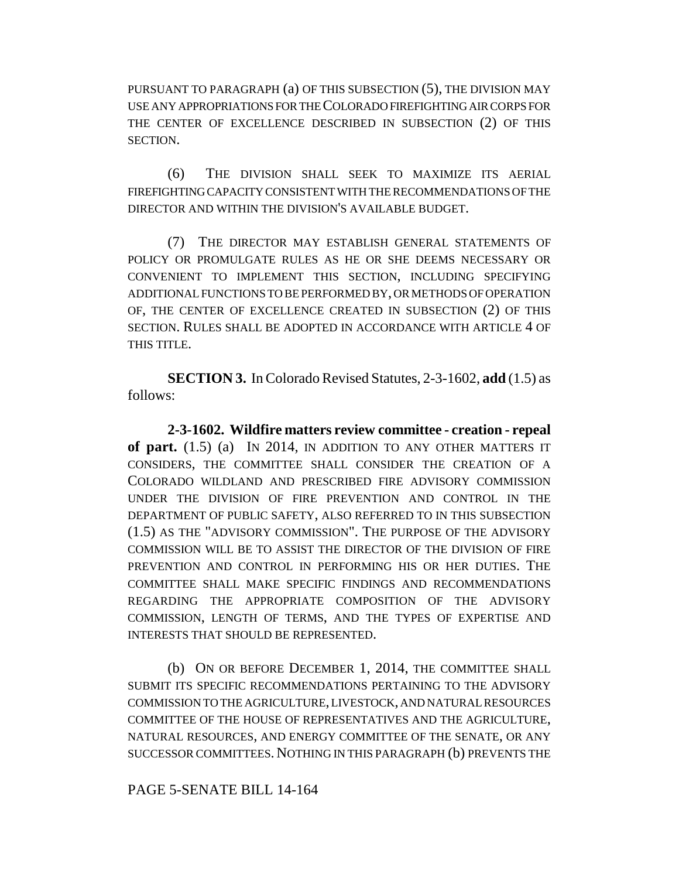PURSUANT TO PARAGRAPH (a) OF THIS SUBSECTION (5), THE DIVISION MAY USE ANY APPROPRIATIONS FOR THE COLORADO FIREFIGHTING AIR CORPS FOR THE CENTER OF EXCELLENCE DESCRIBED IN SUBSECTION (2) OF THIS SECTION.

(6) THE DIVISION SHALL SEEK TO MAXIMIZE ITS AERIAL FIREFIGHTING CAPACITY CONSISTENT WITH THE RECOMMENDATIONS OF THE DIRECTOR AND WITHIN THE DIVISION'S AVAILABLE BUDGET.

(7) THE DIRECTOR MAY ESTABLISH GENERAL STATEMENTS OF POLICY OR PROMULGATE RULES AS HE OR SHE DEEMS NECESSARY OR CONVENIENT TO IMPLEMENT THIS SECTION, INCLUDING SPECIFYING ADDITIONAL FUNCTIONS TO BE PERFORMED BY, OR METHODS OF OPERATION OF, THE CENTER OF EXCELLENCE CREATED IN SUBSECTION (2) OF THIS SECTION. RULES SHALL BE ADOPTED IN ACCORDANCE WITH ARTICLE 4 OF THIS TITLE.

**SECTION 3.** In Colorado Revised Statutes, 2-3-1602, **add** (1.5) as follows:

**2-3-1602. Wildfire matters review committee - creation - repeal of part.** (1.5) (a) IN 2014, IN ADDITION TO ANY OTHER MATTERS IT CONSIDERS, THE COMMITTEE SHALL CONSIDER THE CREATION OF A COLORADO WILDLAND AND PRESCRIBED FIRE ADVISORY COMMISSION UNDER THE DIVISION OF FIRE PREVENTION AND CONTROL IN THE DEPARTMENT OF PUBLIC SAFETY, ALSO REFERRED TO IN THIS SUBSECTION (1.5) AS THE "ADVISORY COMMISSION". THE PURPOSE OF THE ADVISORY COMMISSION WILL BE TO ASSIST THE DIRECTOR OF THE DIVISION OF FIRE PREVENTION AND CONTROL IN PERFORMING HIS OR HER DUTIES. THE COMMITTEE SHALL MAKE SPECIFIC FINDINGS AND RECOMMENDATIONS REGARDING THE APPROPRIATE COMPOSITION OF THE ADVISORY COMMISSION, LENGTH OF TERMS, AND THE TYPES OF EXPERTISE AND INTERESTS THAT SHOULD BE REPRESENTED.

(b) ON OR BEFORE DECEMBER 1, 2014, THE COMMITTEE SHALL SUBMIT ITS SPECIFIC RECOMMENDATIONS PERTAINING TO THE ADVISORY COMMISSION TO THE AGRICULTURE, LIVESTOCK, AND NATURAL RESOURCES COMMITTEE OF THE HOUSE OF REPRESENTATIVES AND THE AGRICULTURE, NATURAL RESOURCES, AND ENERGY COMMITTEE OF THE SENATE, OR ANY SUCCESSOR COMMITTEES. NOTHING IN THIS PARAGRAPH (b) PREVENTS THE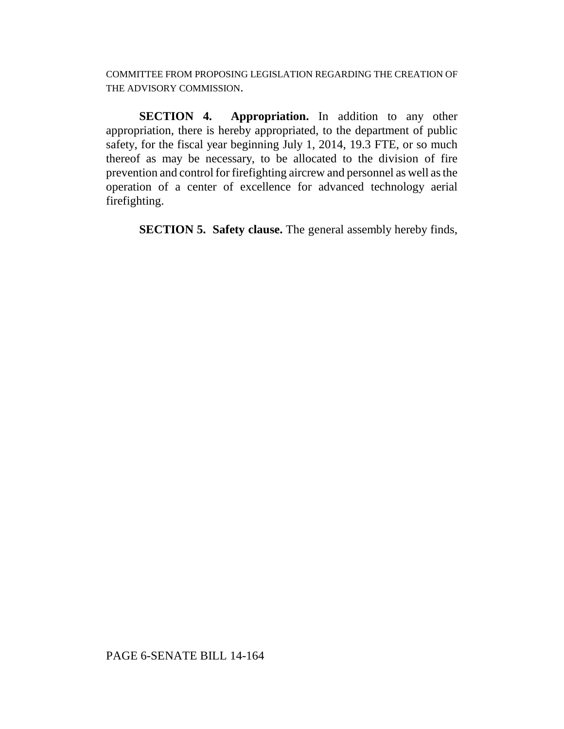COMMITTEE FROM PROPOSING LEGISLATION REGARDING THE CREATION OF THE ADVISORY COMMISSION.

**SECTION 4. Appropriation.** In addition to any other appropriation, there is hereby appropriated, to the department of public safety, for the fiscal year beginning July 1, 2014, 19.3 FTE, or so much thereof as may be necessary, to be allocated to the division of fire prevention and control for firefighting aircrew and personnel as well as the operation of a center of excellence for advanced technology aerial firefighting.

**SECTION 5. Safety clause.** The general assembly hereby finds,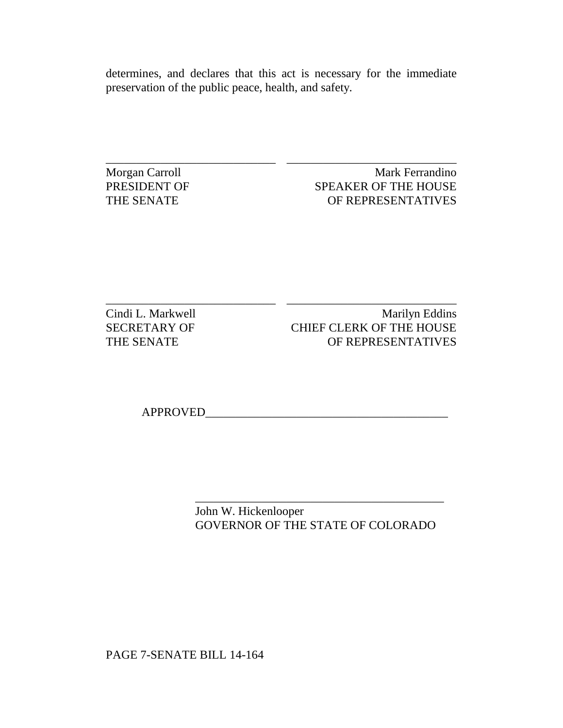determines, and declares that this act is necessary for the immediate preservation of the public peace, health, and safety.

| | |
|---|---|
| \_\_\_\_\_\_\_\_\_\_\_\_\_\_\_\_\_\_\_\_\_\_\_\_\_\_\_\_ | \_\_\_\_\_\_\_\_\_\_\_\_\_\_\_\_\_\_\_\_\_\_\_\_\_\_\_\_ |
| Morgan Carroll | Mark Ferrandino |
| PRESIDENT OF THE SENATE | SPEAKER OF THE HOUSE OF REPRESENTATIVES |

| | |
|---|---|
| \_\_\_\_\_\_\_\_\_\_\_\_\_\_\_\_\_\_\_\_\_\_\_\_\_\_\_\_ | \_\_\_\_\_\_\_\_\_\_\_\_\_\_\_\_\_\_\_\_\_\_\_\_\_\_\_\_ |
| Cindi L. Markwell | Marilyn Eddins |
| SECRETARY OF THE SENATE | CHIEF CLERK OF THE HOUSE OF REPRESENTATIVES |

APPROVED\_\_\_\_\_\_\_\_\_\_\_\_\_\_\_\_\_\_\_\_\_\_\_\_\_\_\_\_\_\_\_\_\_\_\_\_\_\_\_\_

\_\_\_\_\_\_\_\_\_\_\_\_\_\_\_\_\_\_\_\_\_\_\_\_\_\_\_\_\_\_\_\_\_\_\_\_\_\_\_\_\_\_

John W. Hickenlooper
GOVERNOR OF THE STATE OF COLORADO

PAGE 7-SENATE BILL 14-164